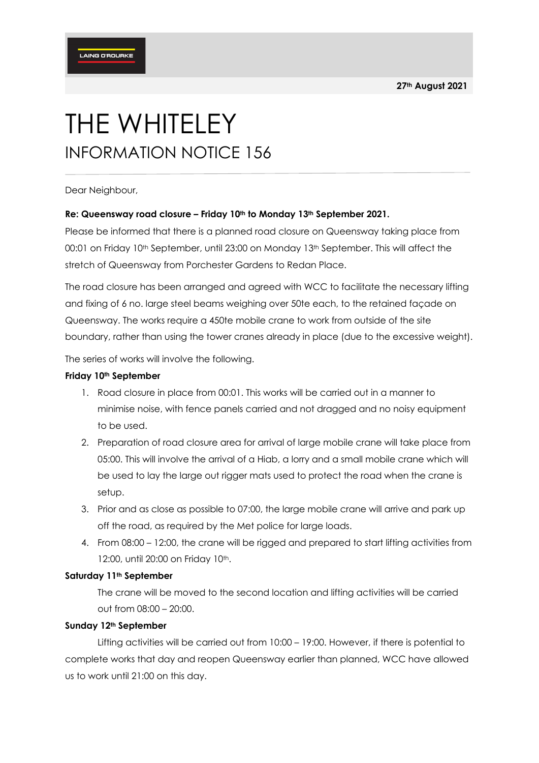LAING O'ROURKE

**27th August 2021**

# THE WHITELEY
## INFORMATION NOTICE 156

Dear Neighbour,

**Re: Queensway road closure – Friday 10th to Monday 13th September 2021.**

Please be informed that there is a planned road closure on Queensway taking place from 00:01 on Friday 10th September, until 23:00 on Monday 13th September. This will affect the stretch of Queensway from Porchester Gardens to Redan Place.

The road closure has been arranged and agreed with WCC to facilitate the necessary lifting and fixing of 6 no. large steel beams weighing over 50te each, to the retained façade on Queensway. The works require a 450te mobile crane to work from outside of the site boundary, rather than using the tower cranes already in place (due to the excessive weight).

The series of works will involve the following.

**Friday 10th September**

1. Road closure in place from 00:01. This works will be carried out in a manner to minimise noise, with fence panels carried and not dragged and no noisy equipment to be used.
2. Preparation of road closure area for arrival of large mobile crane will take place from 05:00. This will involve the arrival of a Hiab, a lorry and a small mobile crane which will be used to lay the large out rigger mats used to protect the road when the crane is setup.
3. Prior and as close as possible to 07:00, the large mobile crane will arrive and park up off the road, as required by the Met police for large loads.
4. From 08:00 – 12:00, the crane will be rigged and prepared to start lifting activities from 12:00, until 20:00 on Friday 10th.

**Saturday 11th September**

The crane will be moved to the second location and lifting activities will be carried out from 08:00 – 20:00.

**Sunday 12th September**

Lifting activities will be carried out from 10:00 – 19:00. However, if there is potential to complete works that day and reopen Queensway earlier than planned, WCC have allowed us to work until 21:00 on this day.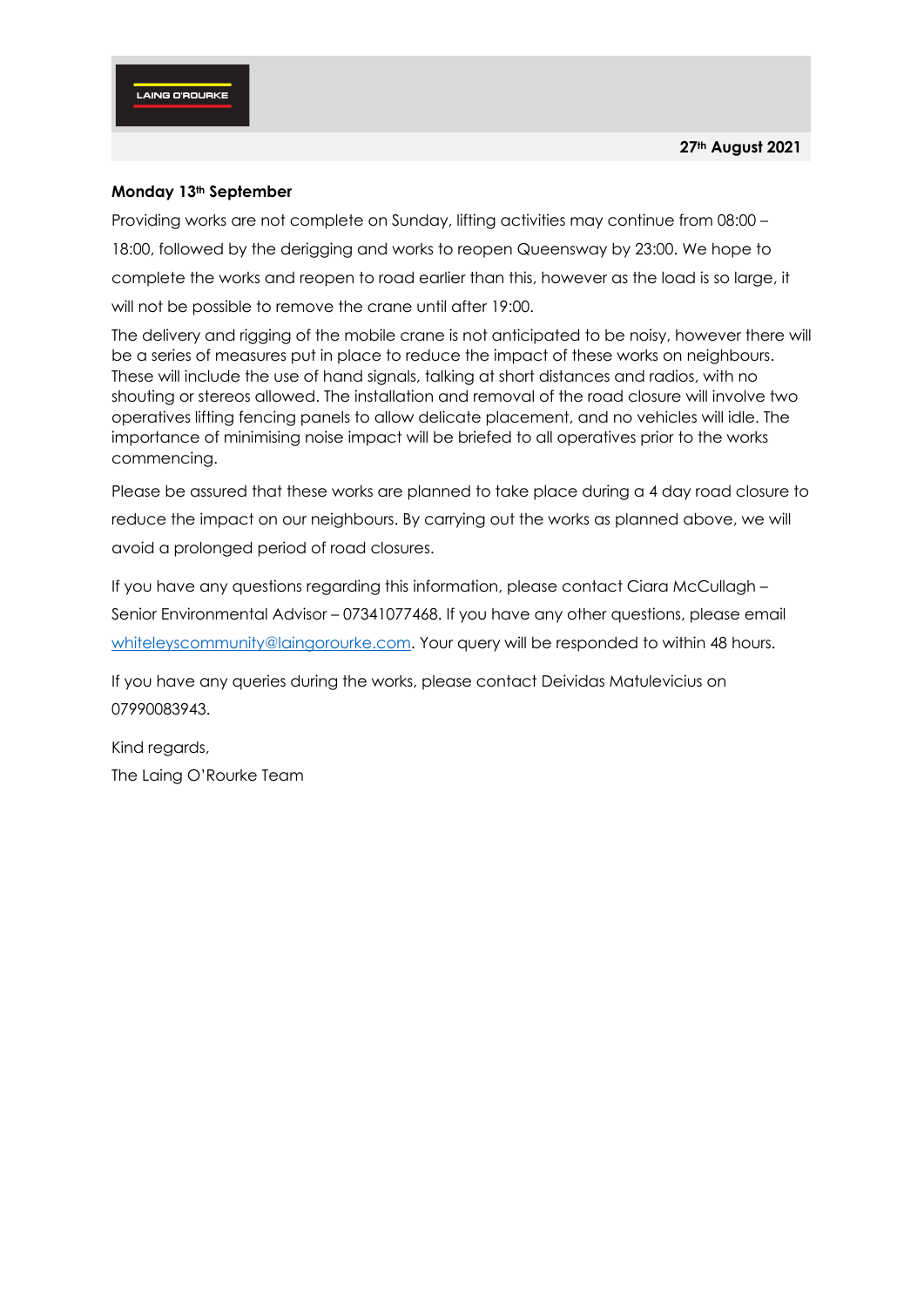LAING O'ROURKE

**27th August 2021**

**Monday 13th September**

Providing works are not complete on Sunday, lifting activities may continue from 08:00 – 18:00, followed by the derigging and works to reopen Queensway by 23:00. We hope to complete the works and reopen to road earlier than this, however as the load is so large, it will not be possible to remove the crane until after 19:00.

The delivery and rigging of the mobile crane is not anticipated to be noisy, however there will be a series of measures put in place to reduce the impact of these works on neighbours. These will include the use of hand signals, talking at short distances and radios, with no shouting or stereos allowed. The installation and removal of the road closure will involve two operatives lifting fencing panels to allow delicate placement, and no vehicles will idle. The importance of minimising noise impact will be briefed to all operatives prior to the works commencing.

Please be assured that these works are planned to take place during a 4 day road closure to reduce the impact on our neighbours. By carrying out the works as planned above, we will avoid a prolonged period of road closures.

If you have any questions regarding this information, please contact Ciara McCullagh – Senior Environmental Advisor – 07341077468. If you have any other questions, please email whiteleyscommunity@laingorourke.com. Your query will be responded to within 48 hours.

If you have any queries during the works, please contact Deividas Matulevicius on 07990083943.

Kind regards,
The Laing O'Rourke Team